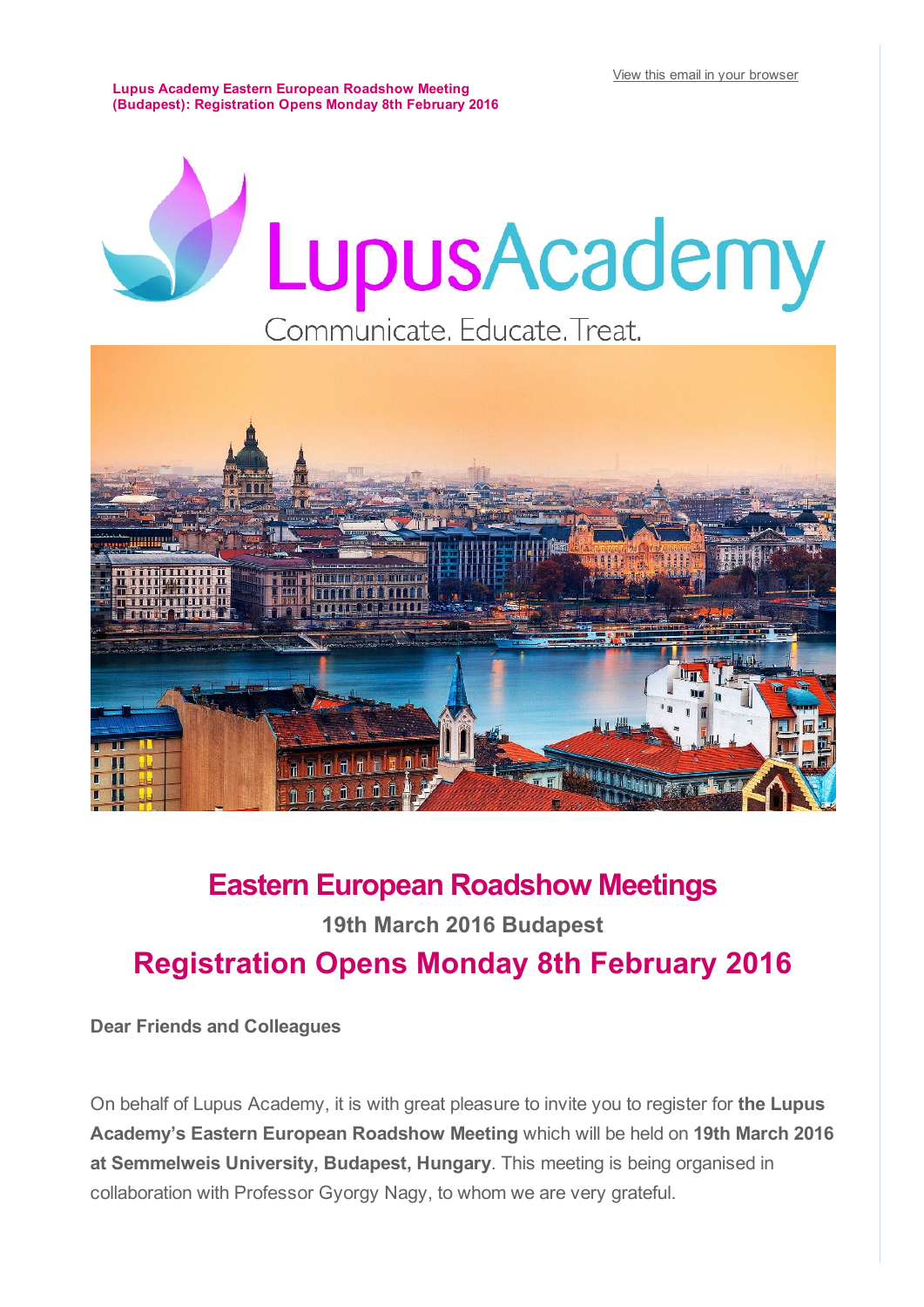[View this email in your browser]

**Lupus Academy Eastern European Roadshow Meeting (Budapest): Registration Opens Monday 8th February 2016**

LupusAcademy

Communicate. Educate. Treat.

# Eastern European Roadshow Meetings

### 19th March 2016 Budapest

## Registration Opens Monday 8th February 2016

**Dear Friends and Colleagues**

On behalf of Lupus Academy, it is with great pleasure to invite you to register for **the Lupus Academy's Eastern European Roadshow Meeting** which will be held on **19th March 2016 at Semmelweis University, Budapest, Hungary**. This meeting is being organised in collaboration with Professor Gyorgy Nagy, to whom we are very grateful.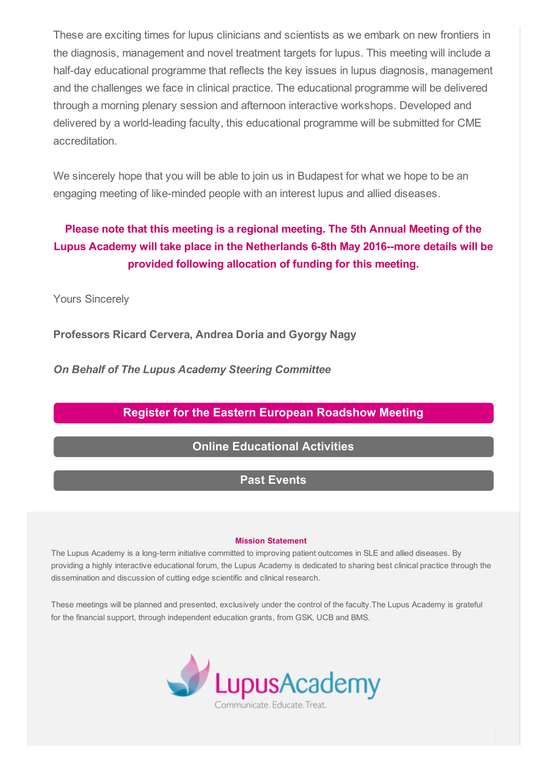These are exciting times for lupus clinicians and scientists as we embark on new frontiers in the diagnosis, management and novel treatment targets for lupus. This meeting will include a half-day educational programme that reflects the key issues in lupus diagnosis, management and the challenges we face in clinical practice. The educational programme will be delivered through a morning plenary session and afternoon interactive workshops. Developed and delivered by a world-leading faculty, this educational programme will be submitted for CME accreditation.

We sincerely hope that you will be able to join us in Budapest for what we hope to be an engaging meeting of like-minded people with an interest lupus and allied diseases.

**Please note that this meeting is a regional meeting. The 5th Annual Meeting of the Lupus Academy will take place in the Netherlands 6-8th May 2016--more details will be provided following allocation of funding for this meeting.**

Yours Sincerely

**Professors Ricard Cervera, Andrea Doria and Gyorgy Nagy**

***On Behalf of The Lupus Academy Steering Committee***

**Register for the Eastern European Roadshow Meeting**

**Online Educational Activities**

**Past Events**

**Mission Statement**

The Lupus Academy is a long-term initiative committed to improving patient outcomes in SLE and allied diseases. By providing a highly interactive educational forum, the Lupus Academy is dedicated to sharing best clinical practice through the dissemination and discussion of cutting edge scientific and clinical research.

These meetings will be planned and presented, exclusively under the control of the faculty.The Lupus Academy is grateful for the financial support, through independent education grants, from GSK, UCB and BMS.

LupusAcademy

Communicate. Educate. Treat.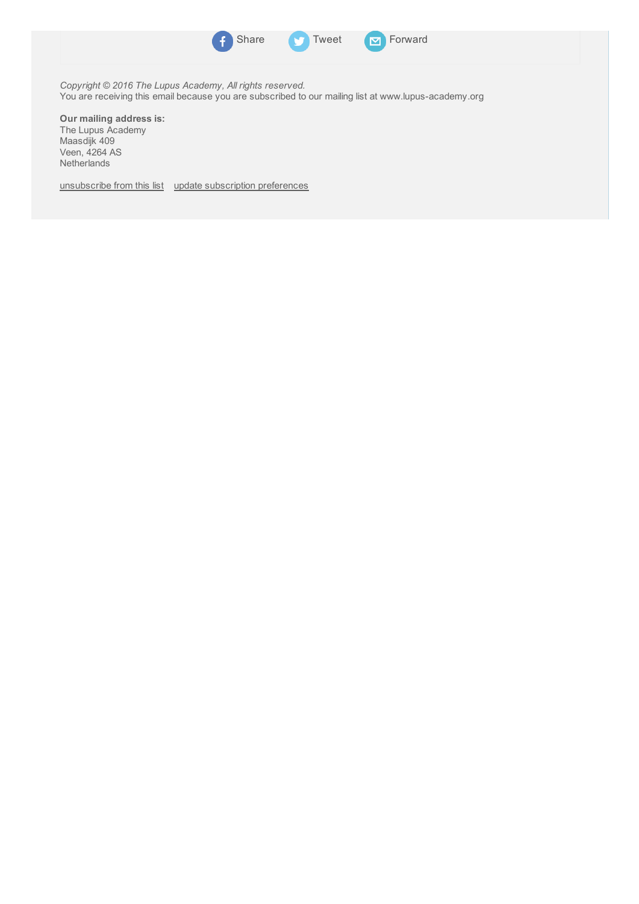Share Tweet Forward

*Copyright © 2016 The Lupus Academy, All rights reserved.*
You are receiving this email because you are subscribed to our mailing list at www.lupus-academy.org

**Our mailing address is:**
The Lupus Academy
Maasdijk 409
Veen, 4264 AS
Netherlands

unsubscribe from this list update subscription preferences